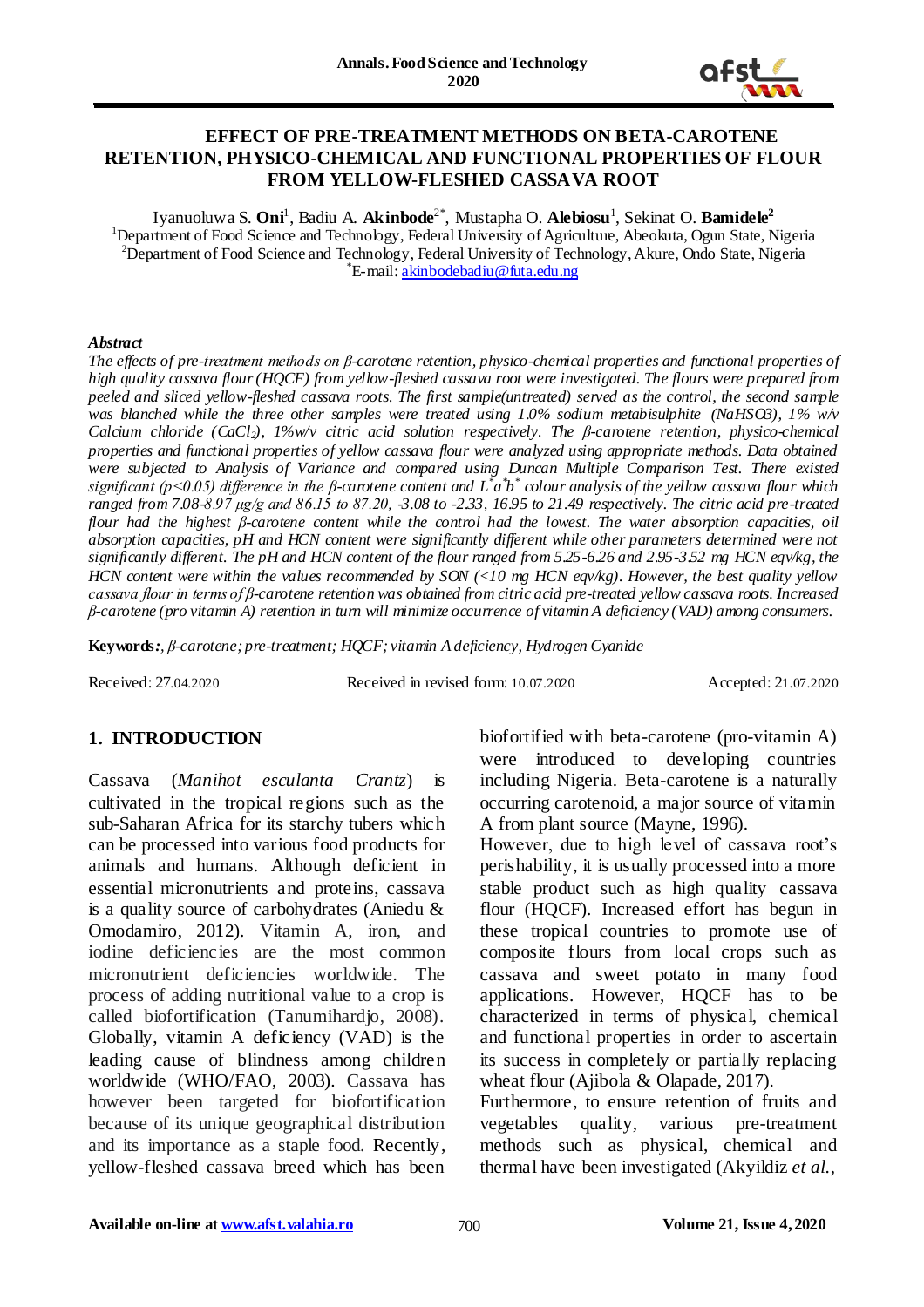# EFFECT OF PRE-TREATMENT METHODS ON BETA-CAROTENE RETENTION, PHYSICO-CHEMICAL AND FUNCTIONAL PROPERTIES OF FLOUR FROM YELLOW-FLESHED CASSAVA ROOT

Iyanuoluwa S. **Oni**[1], Badiu A. **Akinbode**[2*], Mustapha O. **Alebiosu**[1], Sekinat O. **Bamidele**[2]

[1]Department of Food Science and Technology, Federal University of Agriculture, Abeokuta, Ogun State, Nigeria
[2]Department of Food Science and Technology, Federal University of Technology, Akure, Ondo State, Nigeria
[*]E-mail: akinbodebadiu@futa.edu.ng

### *Abstract*

*The effects of pre-treatment methods on β-carotene retention, physico-chemical properties and functional properties of high quality cassava flour (HQCF) from yellow-fleshed cassava root were investigated. The flours were prepared from peeled and sliced yellow-fleshed cassava roots. The first sample(untreated) served as the control, the second sample was blanched while the three other samples were treated using 1.0% sodium metabisulphite (NaHSO3), 1% w/v Calcium chloride ($CaCl_2$), 1%w/v citric acid solution respectively. The β-carotene retention, physico-chemical properties and functional properties of yellow cassava flour were analyzed using appropriate methods. Data obtained were subjected to Analysis of Variance and compared using Duncan Multiple Comparison Test. There existed significant ($p<0.05$) difference in the β-carotene content and $L^*a^*b^*$ colour analysis of the yellow cassava flour which ranged from 7.08-8.97 μg/g and 86.15 to 87.20, -3.08 to -2.33, 16.95 to 21.49 respectively. The citric acid pre-treated flour had the highest β-carotene content while the control had the lowest. The water absorption capacities, oil absorption capacities, pH and HCN content were significantly different while other parameters determined were not significantly different. The pH and HCN content of the flour ranged from 5.25-6.26 and 2.95-3.52 mg HCN eqv/kg, the HCN content were within the values recommended by SON (<10 mg HCN eqv/kg). However, the best quality yellow cassava flour in terms of β-carotene retention was obtained from citric acid pre-treated yellow cassava roots. Increased β-carotene (pro vitamin A) retention in turn will minimize occurrence of vitamin A deficiency (VAD) among consumers.*

**Keywords:**, *β-carotene; pre-treatment; HQCF; vitamin A deficiency, Hydrogen Cyanide*

Received: 27.04.2020 Received in revised form: 10.07.2020 Accepted: 21.07.2020

## 1. INTRODUCTION

Cassava (*Manihot esculanta Crantz*) is cultivated in the tropical regions such as the sub-Saharan Africa for its starchy tubers which can be processed into various food products for animals and humans. Although deficient in essential micronutrients and proteins, cassava is a quality source of carbohydrates (Aniedu & Omodamiro, 2012). Vitamin A, iron, and iodine deficiencies are the most common micronutrient deficiencies worldwide. The process of adding nutritional value to a crop is called biofortification (Tanumihardjo, 2008). Globally, vitamin A deficiency (VAD) is the leading cause of blindness among children worldwide (WHO/FAO, 2003). Cassava has however been targeted for biofortification because of its unique geographical distribution and its importance as a staple food. Recently, yellow-fleshed cassava breed which has been biofortified with beta-carotene (pro-vitamin A) were introduced to developing countries including Nigeria. Beta-carotene is a naturally occurring carotenoid, a major source of vitamin A from plant source (Mayne, 1996).

However, due to high level of cassava root's perishability, it is usually processed into a more stable product such as high quality cassava flour (HQCF). Increased effort has begun in these tropical countries to promote use of composite flours from local crops such as cassava and sweet potato in many food applications. However, HQCF has to be characterized in terms of physical, chemical and functional properties in order to ascertain its success in completely or partially replacing wheat flour (Ajibola & Olapade, 2017).

Furthermore, to ensure retention of fruits and vegetables quality, various pre-treatment methods such as physical, chemical and thermal have been investigated (Akyildiz *et al.*,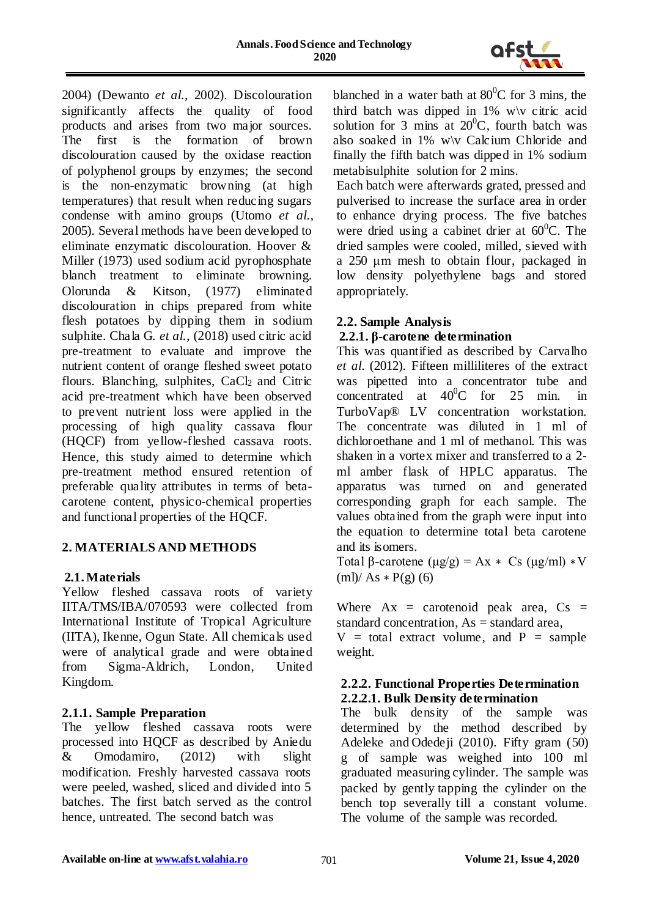2004) (Dewanto *et al.*, 2002). Discolouration significantly affects the quality of food products and arises from two major sources. The first is the formation of brown discolouration caused by the oxidase reaction of polyphenol groups by enzymes; the second is the non-enzymatic browning (at high temperatures) that result when reducing sugars condense with amino groups (Utomo *et al.*, 2005). Several methods have been developed to eliminate enzymatic discolouration. Hoover & Miller (1973) used sodium acid pyrophosphate blanch treatment to eliminate browning. Olorunda & Kitson, (1977) eliminated discolouration in chips prepared from white flesh potatoes by dipping them in sodium sulphite. Chala G. *et al.*, (2018) used citric acid pre-treatment to evaluate and improve the nutrient content of orange fleshed sweet potato flours. Blanching, sulphites, $CaCl_2$ and Citric acid pre-treatment which have been observed to prevent nutrient loss were applied in the processing of high quality cassava flour (HQCF) from yellow-fleshed cassava roots. Hence, this study aimed to determine which pre-treatment method ensured retention of preferable quality attributes in terms of beta-carotene content, physico-chemical properties and functional properties of the HQCF.

## 2. MATERIALS AND METHODS

### 2.1. Materials

Yellow fleshed cassava roots of variety IITA/TMS/IBA/070593 were collected from International Institute of Tropical Agriculture (IITA), Ikenne, Ogun State. All chemicals used were of analytical grade and were obtained from Sigma-Aldrich, London, United Kingdom.

#### 2.1.1. Sample Preparation

The yellow fleshed cassava roots were processed into HQCF as described by Aniedu & Omodamiro, (2012) with slight modification. Freshly harvested cassava roots were peeled, washed, sliced and divided into 5 batches. The first batch served as the control hence, untreated. The second batch was blanched in a water bath at $80^0$C for 3 mins, the third batch was dipped in 1% w\v citric acid solution for 3 mins at $20^0$C, fourth batch was also soaked in 1% w\v Calcium Chloride and finally the fifth batch was dipped in 1% sodium metabisulphite solution for 2 mins.

Each batch were afterwards grated, pressed and pulverised to increase the surface area in order to enhance drying process. The five batches were dried using a cabinet drier at $60^0$C. The dried samples were cooled, milled, sieved with a 250 µm mesh to obtain flour, packaged in low density polyethylene bags and stored appropriately.

### 2.2. Sample Analysis

#### 2.2.1. β-carotene determination

This was quantified as described by Carvalho *et al.* (2012). Fifteen milliliters of the extract was pipetted into a concentrator tube and concentrated at $40^0$C for 25 min. in TurboVap® LV concentration workstation. The concentrate was diluted in 1 ml of dichloroethane and 1 ml of methanol. This was shaken in a vortex mixer and transferred to a 2-ml amber flask of HPLC apparatus. The apparatus was turned on and generated corresponding graph for each sample. The values obtained from the graph were input into the equation to determine total beta carotene and its isomers.

$$\text{Total } \beta\text{-carotene } (\mu g/g) = Ax * Cs\ (\mu g/ml) * V\ (ml) / As * P(g) \quad (6)$$

Where Ax = carotenoid peak area, Cs = standard concentration, As = standard area,
V = total extract volume, and P = sample weight.

#### 2.2.2. Functional Properties Determination

##### 2.2.2.1. Bulk Density determination

The bulk density of the sample was determined by the method described by Adeleke and Odedeji (2010). Fifty gram (50) g of sample was weighed into 100 ml graduated measuring cylinder. The sample was packed by gently tapping the cylinder on the bench top severally till a constant volume. The volume of the sample was recorded.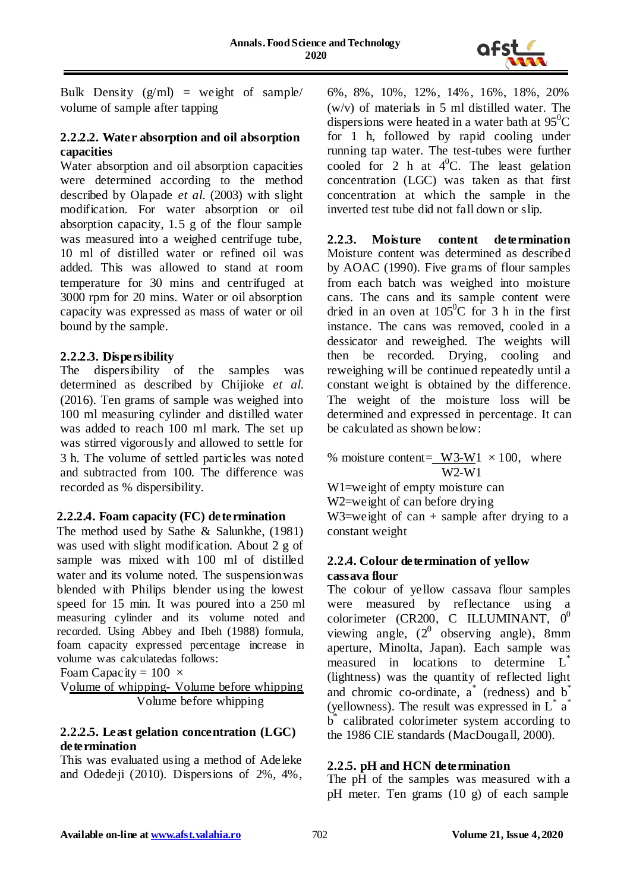Bulk Density (g/ml) = weight of sample/ volume of sample after tapping

#### 2.2.2.2. Water absorption and oil absorption capacities

Water absorption and oil absorption capacities were determined according to the method described by Olapade *et al.* (2003) with slight modification. For water absorption or oil absorption capacity, 1.5 g of the flour sample was measured into a weighed centrifuge tube, 10 ml of distilled water or refined oil was added. This was allowed to stand at room temperature for 30 mins and centrifuged at 3000 rpm for 20 mins. Water or oil absorption capacity was expressed as mass of water or oil bound by the sample.

#### 2.2.2.3. Dispersibility

The dispersibility of the samples was determined as described by Chijioke *et al.* (2016). Ten grams of sample was weighed into 100 ml measuring cylinder and distilled water was added to reach 100 ml mark. The set up was stirred vigorously and allowed to settle for 3 h. The volume of settled particles was noted and subtracted from 100. The difference was recorded as % dispersibility.

#### 2.2.2.4. Foam capacity (FC) determination

The method used by Sathe & Salunkhe, (1981) was used with slight modification. About 2 g of sample was mixed with 100 ml of distilled water and its volume noted. The suspension was blended with Philips blender using the lowest speed for 15 min. It was poured into a 250 ml measuring cylinder and its volume noted and recorded. Using Abbey and Ibeh (1988) formula, foam capacity expressed percentage increase in volume was calculatedas follows:

$$\text{Foam Capacity} = 100 \times \frac{\text{Volume of whipping} - \text{Volume before whipping}}{\text{Volume before whipping}}$$

#### 2.2.2.5. Least gelation concentration (LGC) determination

This was evaluated using a method of Adeleke and Odedeji (2010). Dispersions of 2%, 4%, 6%, 8%, 10%, 12%, 14%, 16%, 18%, 20% (w/v) of materials in 5 ml distilled water. The dispersions were heated in a water bath at $95^0$C for 1 h, followed by rapid cooling under running tap water. The test-tubes were further cooled for 2 h at $4^0$C. The least gelation concentration (LGC) was taken as that first concentration at which the sample in the inverted test tube did not fall down or slip.

### 2.2.3. Moisture content determination

Moisture content was determined as described by AOAC (1990). Five grams of flour samples from each batch was weighed into moisture cans. The cans and its sample content were dried in an oven at $105^0$C for 3 h in the first instance. The cans was removed, cooled in a dessicator and reweighed. The weights will then be recorded. Drying, cooling and reweighing will be continued repeatedly until a constant weight is obtained by the difference. The weight of the moisture loss will be determined and expressed in percentage. It can be calculated as shown below:

$$\% \text{ moisture content} = \frac{W3 - W1}{W2 - W1} \times 100, \text{ where}$$

W1=weight of empty moisture can
W2=weight of can before drying
W3=weight of can + sample after drying to a constant weight

### 2.2.4. Colour determination of yellow cassava flour

The colour of yellow cassava flour samples were measured by reflectance using a colorimeter (CR200, C ILLUMINANT, $0^0$ viewing angle, ($2^0$ observing angle), 8mm aperture, Minolta, Japan). Each sample was measured in locations to determine $L^*$ (lightness) was the quantity of reflected light and chromic co-ordinate, $a^*$ (redness) and $b^*$ (yellowness). The result was expressed in $L^*$ $a^*$ $b^*$ calibrated colorimeter system according to the 1986 CIE standards (MacDougall, 2000).

### 2.2.5. pH and HCN determination

The pH of the samples was measured with a pH meter. Ten grams (10 g) of each sample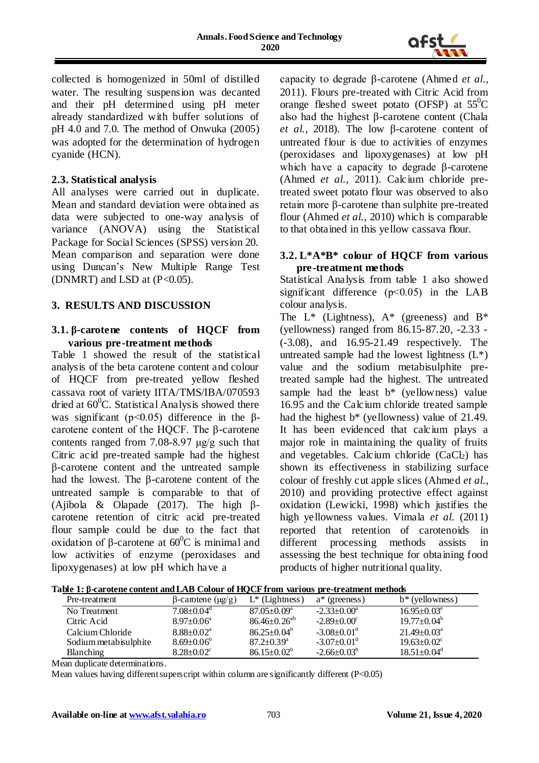collected is homogenized in 50ml of distilled water. The resulting suspension was decanted and their pH determined using pH meter already standardized with buffer solutions of pH 4.0 and 7.0. The method of Onwuka (2005) was adopted for the determination of hydrogen cyanide (HCN).

### 2.3. Statistical analysis

All analyses were carried out in duplicate. Mean and standard deviation were obtained as data were subjected to one-way analysis of variance (ANOVA) using the Statistical Package for Social Sciences (SPSS) version 20. Mean comparison and separation were done using Duncan's New Multiple Range Test (DNMRT) and LSD at ($P<0.05$).

## 3. RESULTS AND DISCUSSION

### 3.1. β-carotene contents of HQCF from various pre-treatment methods

Table 1 showed the result of the statistical analysis of the beta carotene content and colour of HQCF from pre-treated yellow fleshed cassava root of variety IITA/TMS/IBA/070593 dried at $60^0$C. Statistical Analysis showed there was significant ($p<0.05$) difference in the β-carotene content of the HQCF. The β-carotene contents ranged from 7.08-8.97 μg/g such that Citric acid pre-treated sample had the highest β-carotene content and the untreated sample had the lowest. The β-carotene content of the untreated sample is comparable to that of (Ajibola & Olapade (2017). The high β-carotene retention of citric acid pre-treated flour sample could be due to the fact that oxidation of β-carotene at $60^0$C is minimal and low activities of enzyme (peroxidases and lipoxygenases) at low pH which have a capacity to degrade β-carotene (Ahmed *et al.*, 2011). Flours pre-treated with Citric Acid from orange fleshed sweet potato (OFSP) at $55^0$C also had the highest β-carotene content (Chala *et al.*, 2018). The low β-carotene content of untreated flour is due to activities of enzymes (peroxidases and lipoxygenases) at low pH which have a capacity to degrade β-carotene (Ahmed *et al.*, 2011). Calcium chloride pre-treated sweet potato flour was observed to also retain more β-carotene than sulphite pre-treated flour (Ahmed *et al.*, 2010) which is comparable to that obtained in this yellow cassava flour.

### 3.2. L*A*B* colour of HQCF from various pre-treatment methods

Statistical Analysis from table 1 also showed significant difference ($p<0.05$) in the LAB colour analysis.

The L* (Lightness), A* (greeness) and B* (yellowness) ranged from 86.15-87.20, -2.33 - (-3.08), and 16.95-21.49 respectively. The untreated sample had the lowest lightness (L*) value and the sodium metabisulphite pre-treated sample had the highest. The untreated sample had the least b* (yellowness) value 16.95 and the Calcium chloride treated sample had the highest b* (yellowness) value of 21.49. It has been evidenced that calcium plays a major role in maintaining the quality of fruits and vegetables. Calcium chloride ($CaCl_2$) has shown its effectiveness in stabilizing surface colour of freshly cut apple slices (Ahmed *et al.*, 2010) and providing protective effect against oxidation (Lewicki, 1998) which justifies the high yellowness values. Vimala *et al.* (2011) reported that retention of carotenoids in different processing methods assists in assessing the best technique for obtaining food products of higher nutritional quality.

**Table 1: β-carotene content and LAB Colour of HQCF from various pre-treatment methods**

| Pre-treatment | β-carotene (μg/g) | L* (Lightness) | a* (greeness) | b* (yellowness) |
|---|---|---|---|---|
| No Treatment | $7.08±0.04^d$ | $87.05±0.09^a$ | $-2.33±0.00^a$ | $16.95±0.03^e$ |
| Citric Acid | $8.97±0.06^a$ | $86.46±0.26^{ab}$ | $-2.89±0.00^c$ | $19.77±0.04^b$ |
| Calcium Chloride | $8.88±0.02^a$ | $86.25±0.04^b$ | $-3.08±0.01^d$ | $21.49±0.03^a$ |
| Sodium metabisulphite | $8.69±0.06^b$ | $87.2±0.39^a$ | $-3.07±0.01^d$ | $19.63±0.02^c$ |
| Blanching | $8.28±0.02^c$ | $86.15±0.02^b$ | $-2.66±0.03^b$ | $18.51±0.04^d$ |

Mean duplicate determinations.

Mean values having different superscript within column are significantly different (P<0.05)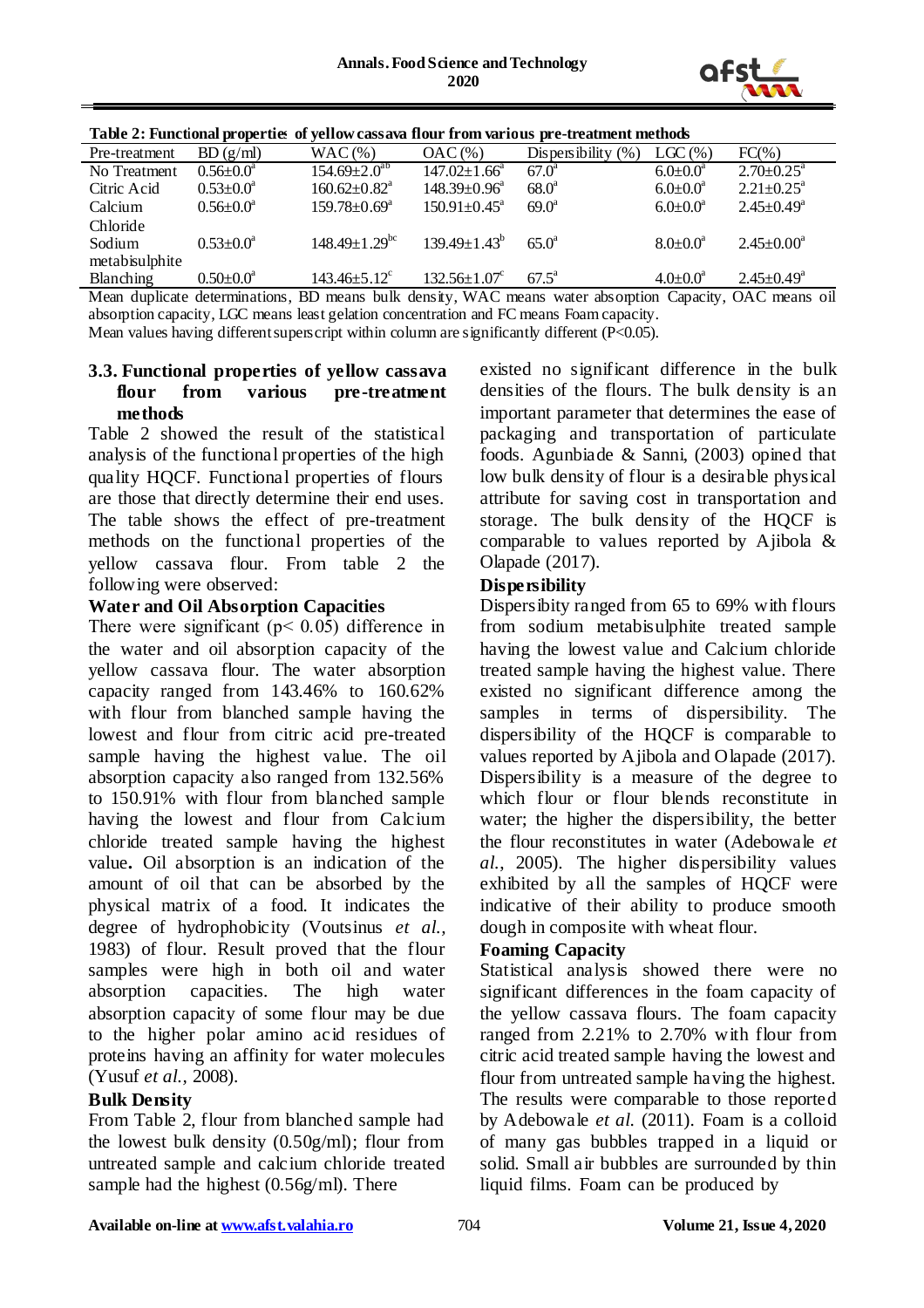**Table 2: Functional properties of yellow cassava flour from various pre-treatment methods**

| Pre-treatment | BD (g/ml) | WAC (%) | OAC (%) | Dispersibility (%) | LGC (%) | FC(%) |
|---|---|---|---|---|---|---|
| No Treatment | $0.56{\pm}0.0^{a}$ | $154.69{\pm}2.0^{ab}$ | $147.02{\pm}1.66^{a}$ | $67.0^{a}$ | $6.0{\pm}0.0^{a}$ | $2.70{\pm}0.25^{a}$ |
| Citric Acid | $0.53{\pm}0.0^{a}$ | $160.62{\pm}0.82^{a}$ | $148.39{\pm}0.96^{a}$ | $68.0^{a}$ | $6.0{\pm}0.0^{a}$ | $2.21{\pm}0.25^{a}$ |
| Calcium Chloride | $0.56{\pm}0.0^{a}$ | $159.78{\pm}0.69^{a}$ | $150.91{\pm}0.45^{a}$ | $69.0^{a}$ | $6.0{\pm}0.0^{a}$ | $2.45{\pm}0.49^{a}$ |
| Sodium metabisulphite | $0.53{\pm}0.0^{a}$ | $148.49{\pm}1.29^{bc}$ | $139.49{\pm}1.43^{b}$ | $65.0^{a}$ | $8.0{\pm}0.0^{a}$ | $2.45{\pm}0.00^{a}$ |
| Blanching | $0.50{\pm}0.0^{a}$ | $143.46{\pm}5.12^{c}$ | $132.56{\pm}1.07^{c}$ | $67.5^{a}$ | $4.0{\pm}0.0^{a}$ | $2.45{\pm}0.49^{a}$ |

Mean duplicate determinations, BD means bulk density, WAC means water absorption Capacity, OAC means oil absorption capacity, LGC means least gelation concentration and FC means Foam capacity.
Mean values having different superscript within column are significantly different ($P<0.05$).

### 3.3. Functional properties of yellow cassava flour from various pre-treatment methods

Table 2 showed the result of the statistical analysis of the functional properties of the high quality HQCF. Functional properties of flours are those that directly determine their end uses. The table shows the effect of pre-treatment methods on the functional properties of the yellow cassava flour. From table 2 the following were observed:

**Water and Oil Absorption Capacities**

There were significant ($p< 0.05$) difference in the water and oil absorption capacity of the yellow cassava flour. The water absorption capacity ranged from 143.46% to 160.62% with flour from blanched sample having the lowest and flour from citric acid pre-treated sample having the highest value. The oil absorption capacity also ranged from 132.56% to 150.91% with flour from blanched sample having the lowest and flour from Calcium chloride treated sample having the highest value**.** Oil absorption is an indication of the amount of oil that can be absorbed by the physical matrix of a food. It indicates the degree of hydrophobicity (Voutsinus *et al.,* 1983) of flour. Result proved that the flour samples were high in both oil and water absorption capacities. The high water absorption capacity of some flour may be due to the higher polar amino acid residues of proteins having an affinity for water molecules (Yusuf *et al.,* 2008).

**Bulk Density**

From Table 2, flour from blanched sample had the lowest bulk density (0.50g/ml); flour from untreated sample and calcium chloride treated sample had the highest (0.56g/ml). There existed no significant difference in the bulk densities of the flours. The bulk density is an important parameter that determines the ease of packaging and transportation of particulate foods. Agunbiade & Sanni, (2003) opined that low bulk density of flour is a desirable physical attribute for saving cost in transportation and storage. The bulk density of the HQCF is comparable to values reported by Ajibola & Olapade (2017).

**Dispersibility**

Dispersibity ranged from 65 to 69% with flours from sodium metabisulphite treated sample having the lowest value and Calcium chloride treated sample having the highest value. There existed no significant difference among the samples in terms of dispersibility. The dispersibility of the HQCF is comparable to values reported by Ajibola and Olapade (2017). Dispersibility is a measure of the degree to which flour or flour blends reconstitute in water; the higher the dispersibility, the better the flour reconstitutes in water (Adebowale *et al.,* 2005). The higher dispersibility values exhibited by all the samples of HQCF were indicative of their ability to produce smooth dough in composite with wheat flour.

**Foaming Capacity**

Statistical analysis showed there were no significant differences in the foam capacity of the yellow cassava flours. The foam capacity ranged from 2.21% to 2.70% with flour from citric acid treated sample having the lowest and flour from untreated sample having the highest. The results were comparable to those reported by Adebowale *et al.* (2011). Foam is a colloid of many gas bubbles trapped in a liquid or solid. Small air bubbles are surrounded by thin liquid films. Foam can be produced by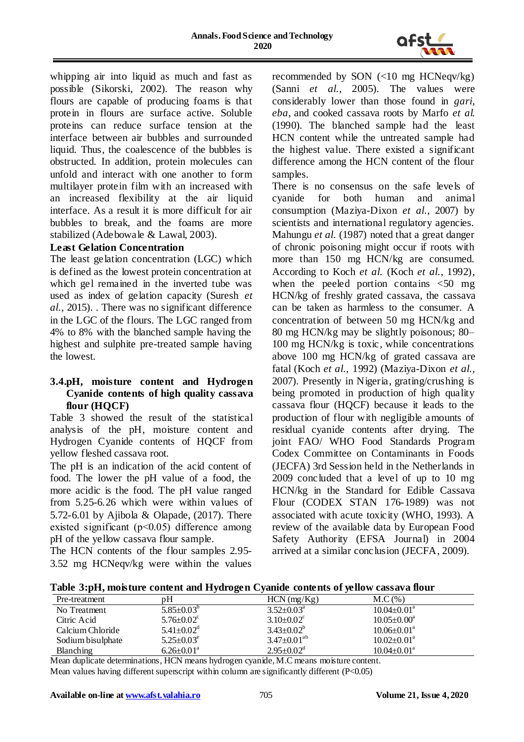whipping air into liquid as much and fast as possible (Sikorski, 2002). The reason why flours are capable of producing foams is that protein in flours are surface active. Soluble proteins can reduce surface tension at the interface between air bubbles and surrounded liquid. Thus, the coalescence of the bubbles is obstructed. In addition, protein molecules can unfold and interact with one another to form multilayer protein film with an increased with an increased flexibility at the air liquid interface. As a result it is more difficult for air bubbles to break, and the foams are more stabilized (Adebowale & Lawal, 2003).

**Least Gelation Concentration**

The least gelation concentration (LGC) which is defined as the lowest protein concentration at which gel remained in the inverted tube was used as index of gelation capacity (Suresh *et al.,* 2015). . There was no significant difference in the LGC of the flours. The LGC ranged from 4% to 8% with the blanched sample having the highest and sulphite pre-treated sample having the lowest.

### 3.4.pH, moisture content and Hydrogen Cyanide contents of high quality cassava flour (HQCF)

Table 3 showed the result of the statistical analysis of the pH, moisture content and Hydrogen Cyanide contents of HQCF from yellow fleshed cassava root.

The pH is an indication of the acid content of food. The lower the pH value of a food, the more acidic is the food. The pH value ranged from 5.25-6.26 which were within values of 5.72-6.01 by Ajibola & Olapade, (2017). There existed significant ($p<0.05$) difference among pH of the yellow cassava flour sample.

The HCN contents of the flour samples 2.95-3.52 mg HCNeqv/kg were within the values recommended by SON (<10 mg HCNeqv/kg) (Sanni *et al.*, 2005). The values were considerably lower than those found in *gari*, *eba*, and cooked cassava roots by Marfo *et al.* (1990). The blanched sample had the least HCN content while the untreated sample had the highest value. There existed a significant difference among the HCN content of the flour samples.

There is no consensus on the safe levels of cyanide for both human and animal consumption (Maziya-Dixon *et al.*, 2007) by scientists and international regulatory agencies. Mahungu *et al.* (1987) noted that a great danger of chronic poisoning might occur if roots with more than 150 mg HCN/kg are consumed. According to Koch *et al.* (Koch *et al.*, 1992), when the peeled portion contains <50 mg HCN/kg of freshly grated cassava, the cassava can be taken as harmless to the consumer. A concentration of between 50 mg HCN/kg and 80 mg HCN/kg may be slightly poisonous; 80–100 mg HCN/kg is toxic, while concentrations above 100 mg HCN/kg of grated cassava are fatal (Koch *et al.*, 1992) (Maziya-Dixon *et al.*, 2007). Presently in Nigeria, grating/crushing is being promoted in production of high quality cassava flour (HQCF) because it leads to the production of flour with negligible amounts of residual cyanide contents after drying. The joint FAO/ WHO Food Standards Program Codex Committee on Contaminants in Foods (JECFA) 3rd Session held in the Netherlands in 2009 concluded that a level of up to 10 mg HCN/kg in the Standard for Edible Cassava Flour (CODEX STAN 176-1989) was not associated with acute toxicity (WHO, 1993). A review of the available data by European Food Safety Authority (EFSA Journal) in 2004 arrived at a similar conclusion (JECFA, 2009).

**Table 3:pH, moisture content and Hydrogen Cyanide contents of yellow cassava flour**

| Pre-treatment | pH | HCN (mg/Kg) | M.C (%) |
|---|---|---|---|
| No Treatment | $5.85\pm0.03^{b}$ | $3.52\pm0.03^{a}$ | $10.04\pm0.01^{a}$ |
| Citric Acid | $5.76\pm0.02^{c}$ | $3.10\pm0.02^{c}$ | $10.05\pm0.00^{a}$ |
| Calcium Chloride | $5.41\pm0.02^{d}$ | $3.43\pm0.02^{b}$ | $10.06\pm0.01^{a}$ |
| Sodium bisulphate | $5.25\pm0.03^{e}$ | $3.47\pm0.01^{ab}$ | $10.02\pm0.01^{a}$ |
| Blanching | $6.26\pm0.01^{a}$ | $2.95\pm0.02^{d}$ | $10.04\pm0.01^{a}$ |

Mean duplicate determinations, HCN means hydrogen cyanide, M.C means moisture content.
Mean values having different superscript within column are significantly different ($P<0.05$)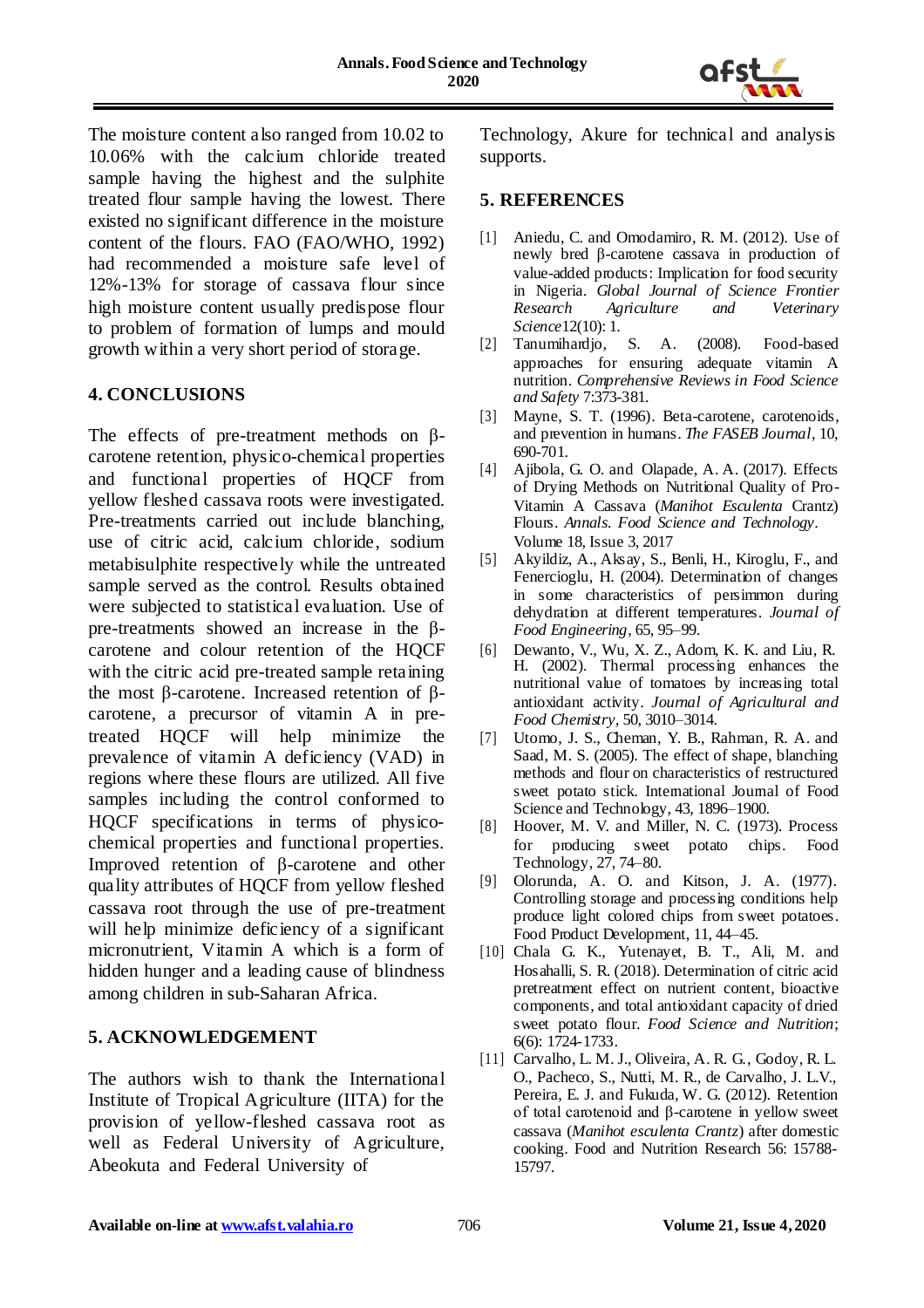The moisture content also ranged from 10.02 to 10.06% with the calcium chloride treated sample having the highest and the sulphite treated flour sample having the lowest. There existed no significant difference in the moisture content of the flours. FAO (FAO/WHO, 1992) had recommended a moisture safe level of 12%-13% for storage of cassava flour since high moisture content usually predispose flour to problem of formation of lumps and mould growth within a very short period of storage.

## 4. CONCLUSIONS

The effects of pre-treatment methods on β-carotene retention, physico-chemical properties and functional properties of HQCF from yellow fleshed cassava roots were investigated. Pre-treatments carried out include blanching, use of citric acid, calcium chloride, sodium metabisulphite respectively while the untreated sample served as the control. Results obtained were subjected to statistical evaluation. Use of pre-treatments showed an increase in the β-carotene and colour retention of the HQCF with the citric acid pre-treated sample retaining the most β-carotene. Increased retention of β-carotene, a precursor of vitamin A in pre-treated HQCF will help minimize the prevalence of vitamin A deficiency (VAD) in regions where these flours are utilized. All five samples including the control conformed to HQCF specifications in terms of physico-chemical properties and functional properties. Improved retention of β-carotene and other quality attributes of HQCF from yellow fleshed cassava root through the use of pre-treatment will help minimize deficiency of a significant micronutrient, Vitamin A which is a form of hidden hunger and a leading cause of blindness among children in sub-Saharan Africa.

## 5. ACKNOWLEDGEMENT

The authors wish to thank the International Institute of Tropical Agriculture (IITA) for the provision of yellow-fleshed cassava root as well as Federal University of Agriculture, Abeokuta and Federal University of Technology, Akure for technical and analysis supports.

## 5. REFERENCES

[1] Aniedu, C. and Omodamiro, R. M. (2012). Use of newly bred β-carotene cassava in production of value-added products: Implication for food security in Nigeria. *Global Journal of Science Frontier Research Agriculture and Veterinary Science* 12(10): 1.

[2] Tanumihardjo, S. A. (2008). Food-based approaches for ensuring adequate vitamin A nutrition. *Comprehensive Reviews in Food Science and Safety* 7:373-381.

[3] Mayne, S. T. (1996). Beta-carotene, carotenoids, and prevention in humans. *The FASEB Journal*, 10, 690-701.

[4] Ajibola, G. O. and Olapade, A. A. (2017). Effects of Drying Methods on Nutritional Quality of Pro-Vitamin A Cassava (*Manihot Esculenta* Crantz) Flours. *Annals. Food Science and Technology*. Volume 18, Issue 3, 2017

[5] Akyildiz, A., Aksay, S., Benli, H., Kiroglu, F., and Fenercioglu, H. (2004). Determination of changes in some characteristics of persimmon during dehydration at different temperatures. *Journal of Food Engineering*, 65, 95–99.

[6] Dewanto, V., Wu, X. Z., Adom, K. K. and Liu, R. H. (2002). Thermal processing enhances the nutritional value of tomatoes by increasing total antioxidant activity. *Journal of Agricultural and Food Chemistry*, 50, 3010–3014.

[7] Utomo, J. S., Cheman, Y. B., Rahman, R. A. and Saad, M. S. (2005). The effect of shape, blanching methods and flour on characteristics of restructured sweet potato stick. International Journal of Food Science and Technology, 43, 1896–1900.

[8] Hoover, M. V. and Miller, N. C. (1973). Process for producing sweet potato chips. Food Technology, 27, 74–80.

[9] Olorunda, A. O. and Kitson, J. A. (1977). Controlling storage and processing conditions help produce light colored chips from sweet potatoes. Food Product Development, 11, 44–45.

[10] Chala G. K., Yutenayet, B. T., Ali, M. and Hosahalli, S. R. (2018). Determination of citric acid pretreatment effect on nutrient content, bioactive components, and total antioxidant capacity of dried sweet potato flour. *Food Science and Nutrition*; 6(6): 1724-1733.

[11] Carvalho, L. M. J., Oliveira, A. R. G., Godoy, R. L. O., Pacheco, S., Nutti, M. R., de Carvalho, J. L.V., Pereira, E. J. and Fukuda, W. G. (2012). Retention of total carotenoid and β-carotene in yellow sweet cassava (*Manihot esculenta Crantz*) after domestic cooking. Food and Nutrition Research 56: 15788-15797.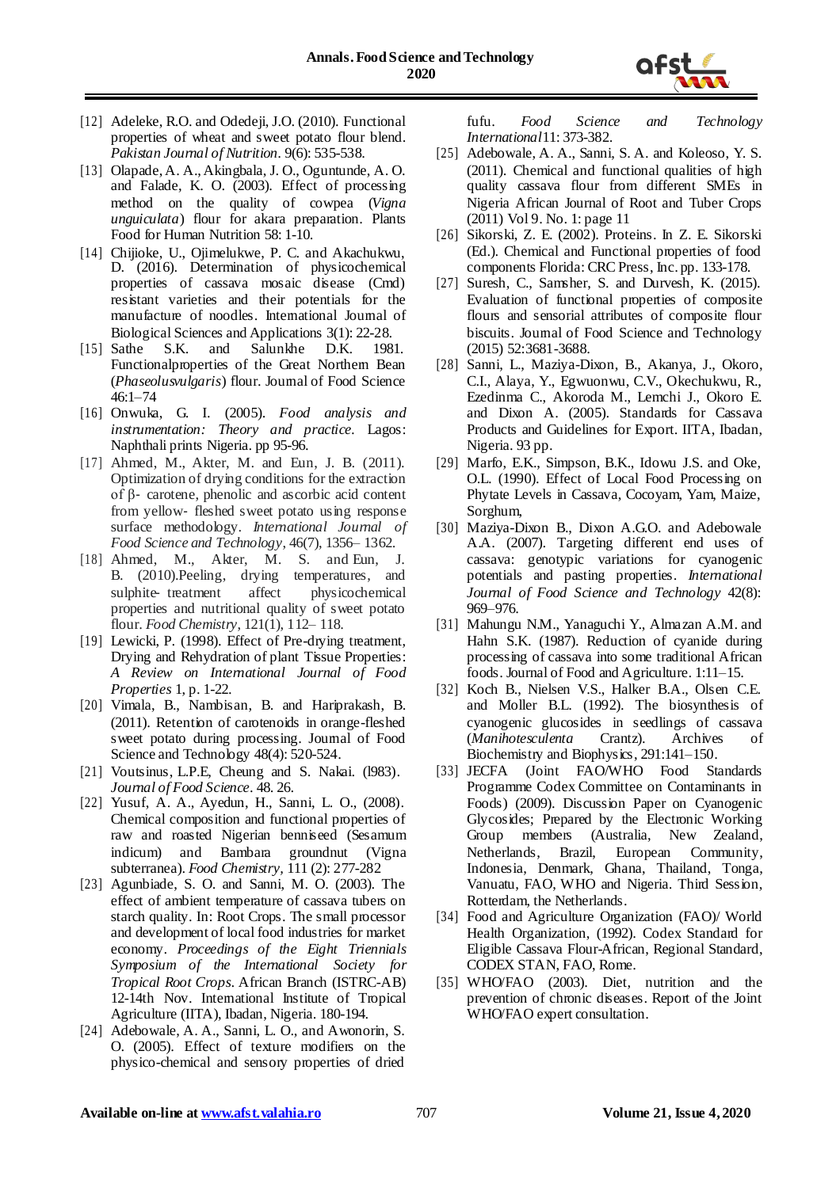[12] Adeleke, R.O. and Odedeji, J.O. (2010). Functional properties of wheat and sweet potato flour blend. *Pakistan Journal of Nutrition*. 9(6): 535-538.

[13] Olapade, A. A., Akingbala, J. O., Oguntunde, A. O. and Falade, K. O. (2003). Effect of processing method on the quality of cowpea (*Vigna unguiculata*) flour for akara preparation. Plants Food for Human Nutrition 58: 1-10.

[14] Chijioke, U., Ojimelukwe, P. C. and Akachukwu, D. (2016). Determination of physicochemical properties of cassava mosaic disease (Cmd) resistant varieties and their potentials for the manufacture of noodles. International Journal of Biological Sciences and Applications 3(1): 22-28.

[15] Sathe S.K. and Salunkhe D.K. 1981. Functionalproperties of the Great Northern Bean (*Phaseolusvulgaris*) flour. Journal of Food Science 46:1–74

[16] Onwuka, G. I. (2005). *Food analysis and instrumentation: Theory and practice*. Lagos: Naphthali prints Nigeria. pp 95-96.

[17] Ahmed, M., Akter, M. and Eun, J. B. (2011). Optimization of drying conditions for the extraction of β- carotene, phenolic and ascorbic acid content from yellow- fleshed sweet potato using response surface methodology. *International Journal of Food Science and Technology*, 46(7), 1356– 1362.

[18] Ahmed, M., Akter, M. S. and Eun, J. B. (2010).Peeling, drying temperatures, and sulphite- treatment affect physicochemical properties and nutritional quality of sweet potato flour. *Food Chemistry*, 121(1), 112– 118.

[19] Lewicki, P. (1998). Effect of Pre-drying treatment, Drying and Rehydration of plant Tissue Properties: *A Review on International Journal of Food Properties* 1, p. 1-22.

[20] Vimala, B., Nambisan, B. and Hariprakash, B. (2011). Retention of carotenoids in orange-fleshed sweet potato during processing. Journal of Food Science and Technology 48(4): 520-524.

[21] Voutsinus, L.P.E, Cheung and S. Nakai. (l983). *Journal of Food Science*. 48. 26.

[22] Yusuf, A. A., Ayedun, H., Sanni, L. O., (2008). Chemical composition and functional properties of raw and roasted Nigerian benniseed (Sesamum indicum) and Bambara groundnut (Vigna subterranea). *Food Chemistry*, 111 (2): 277-282

[23] Agunbiade, S. O. and Sanni, M. O. (2003). The effect of ambient temperature of cassava tubers on starch quality. In: Root Crops. The small processor and development of local food industries for market economy. *Proceedings of the Eight Triennials Symposium of the International Society for Tropical Root Crops*. African Branch (ISTRC-AB) 12-14th Nov. International Institute of Tropical Agriculture (IITA), Ibadan, Nigeria. 180-194.

[24] Adebowale, A. A., Sanni, L. O., and Awonorin, S. O. (2005). Effect of texture modifiers on the physico-chemical and sensory properties of dried fufu. *Food Science and Technology International*11: 373-382.

[25] Adebowale, A. A., Sanni, S. A. and Koleoso, Y. S. (2011). Chemical and functional qualities of high quality cassava flour from different SMEs in Nigeria African Journal of Root and Tuber Crops (2011) Vol 9. No. 1: page 11

[26] Sikorski, Z. E. (2002). Proteins. In Z. E. Sikorski (Ed.). Chemical and Functional properties of food components Florida: CRC Press, Inc. pp. 133-178.

[27] Suresh, C., Samsher, S. and Durvesh, K. (2015). Evaluation of functional properties of composite flours and sensorial attributes of composite flour biscuits. Journal of Food Science and Technology (2015) 52:3681-3688.

[28] Sanni, L., Maziya-Dixon, B., Akanya, J., Okoro, C.I., Alaya, Y., Egwuonwu, C.V., Okechukwu, R., Ezedinma C., Akoroda M., Lemchi J., Okoro E. and Dixon A. (2005). Standards for Cassava Products and Guidelines for Export. IITA, Ibadan, Nigeria. 93 pp.

[29] Marfo, E.K., Simpson, B.K., Idowu J.S. and Oke, O.L. (1990). Effect of Local Food Processing on Phytate Levels in Cassava, Cocoyam, Yam, Maize, Sorghum,

[30] Maziya-Dixon B., Dixon A.G.O. and Adebowale A.A. (2007). Targeting different end uses of cassava: genotypic variations for cyanogenic potentials and pasting properties. *International Journal of Food Science and Technology* 42(8): 969–976.

[31] Mahungu N.M., Yanaguchi Y., Almazan A.M. and Hahn S.K. (1987). Reduction of cyanide during processing of cassava into some traditional African foods. Journal of Food and Agriculture. 1:11–15.

[32] Koch B., Nielsen V.S., Halker B.A., Olsen C.E. and Moller B.L. (1992). The biosynthesis of cyanogenic glucosides in seedlings of cassava (*Manihotesculenta* Crantz). Archives of Biochemistry and Biophysics, 291:141–150.

[33] JECFA (Joint FAO/WHO Food Standards Programme Codex Committee on Contaminants in Foods) (2009). Discussion Paper on Cyanogenic Glycosides; Prepared by the Electronic Working Group members (Australia, New Zealand, Netherlands, Brazil, European Community, Indonesia, Denmark, Ghana, Thailand, Tonga, Vanuatu, FAO, WHO and Nigeria. Third Session, Rotterdam, the Netherlands.

[34] Food and Agriculture Organization (FAO)/ World Health Organization, (1992). Codex Standard for Eligible Cassava Flour-African, Regional Standard, CODEX STAN, FAO, Rome.

[35] WHO/FAO (2003). Diet, nutrition and the prevention of chronic diseases. Report of the Joint WHO/FAO expert consultation.